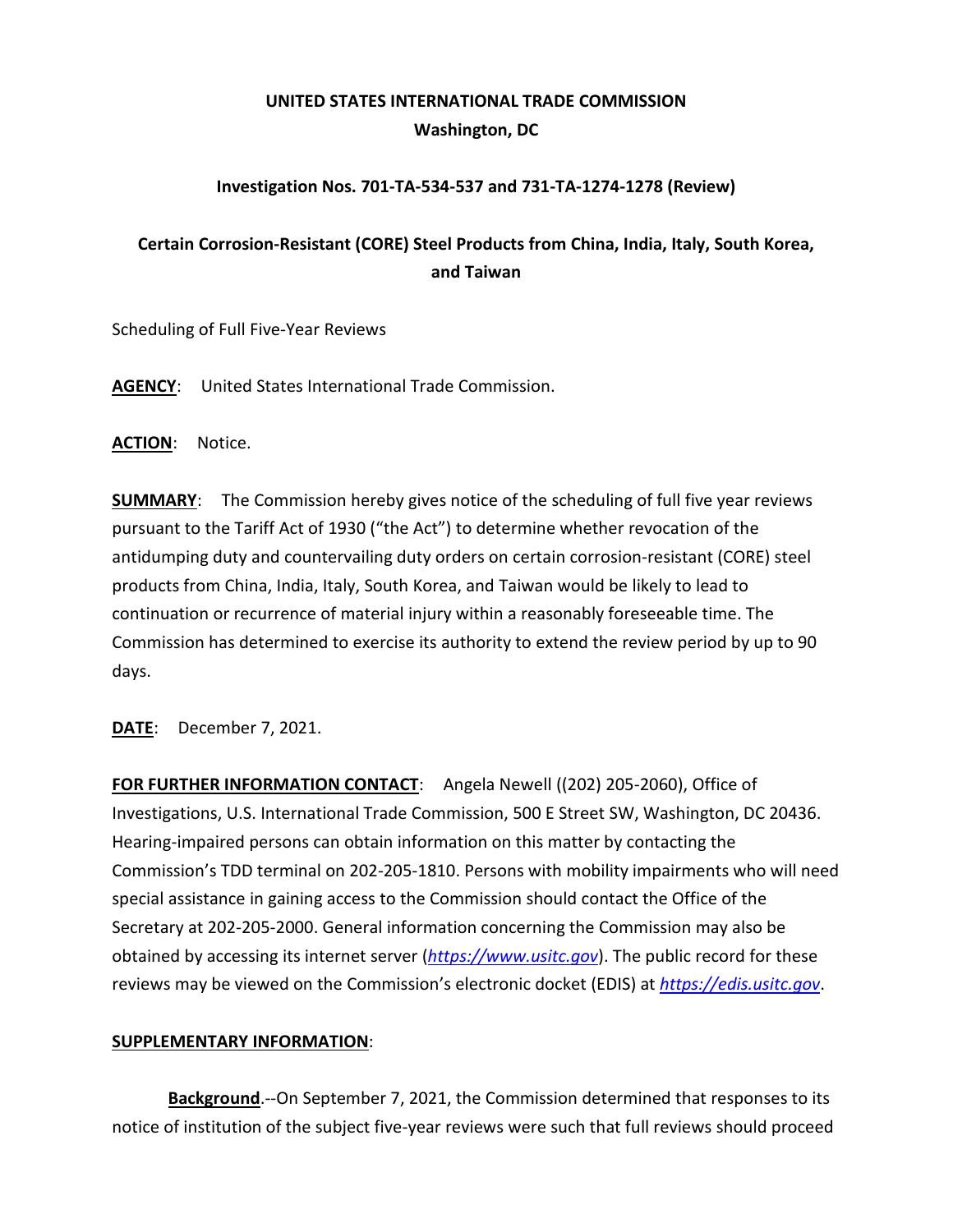**UNITED STATES INTERNATIONAL TRADE COMMISSION**
**Washington, DC**

**Investigation Nos. 701-TA-534-537 and 731-TA-1274-1278 (Review)**

## Certain Corrosion-Resistant (CORE) Steel Products from China, India, Italy, South Korea, and Taiwan

Scheduling of Full Five-Year Reviews

**AGENCY**: United States International Trade Commission.

**ACTION**: Notice.

**SUMMARY**: The Commission hereby gives notice of the scheduling of full five year reviews pursuant to the Tariff Act of 1930 ("the Act") to determine whether revocation of the antidumping duty and countervailing duty orders on certain corrosion-resistant (CORE) steel products from China, India, Italy, South Korea, and Taiwan would be likely to lead to continuation or recurrence of material injury within a reasonably foreseeable time. The Commission has determined to exercise its authority to extend the review period by up to 90 days.

**DATE**: December 7, 2021.

**FOR FURTHER INFORMATION CONTACT**: Angela Newell ((202) 205-2060), Office of Investigations, U.S. International Trade Commission, 500 E Street SW, Washington, DC 20436. Hearing-impaired persons can obtain information on this matter by contacting the Commission's TDD terminal on 202-205-1810. Persons with mobility impairments who will need special assistance in gaining access to the Commission should contact the Office of the Secretary at 202-205-2000. General information concerning the Commission may also be obtained by accessing its internet server (*https://www.usitc.gov*). The public record for these reviews may be viewed on the Commission's electronic docket (EDIS) at *https://edis.usitc.gov*.

**SUPPLEMENTARY INFORMATION**:

**Background**.--On September 7, 2021, the Commission determined that responses to its notice of institution of the subject five-year reviews were such that full reviews should proceed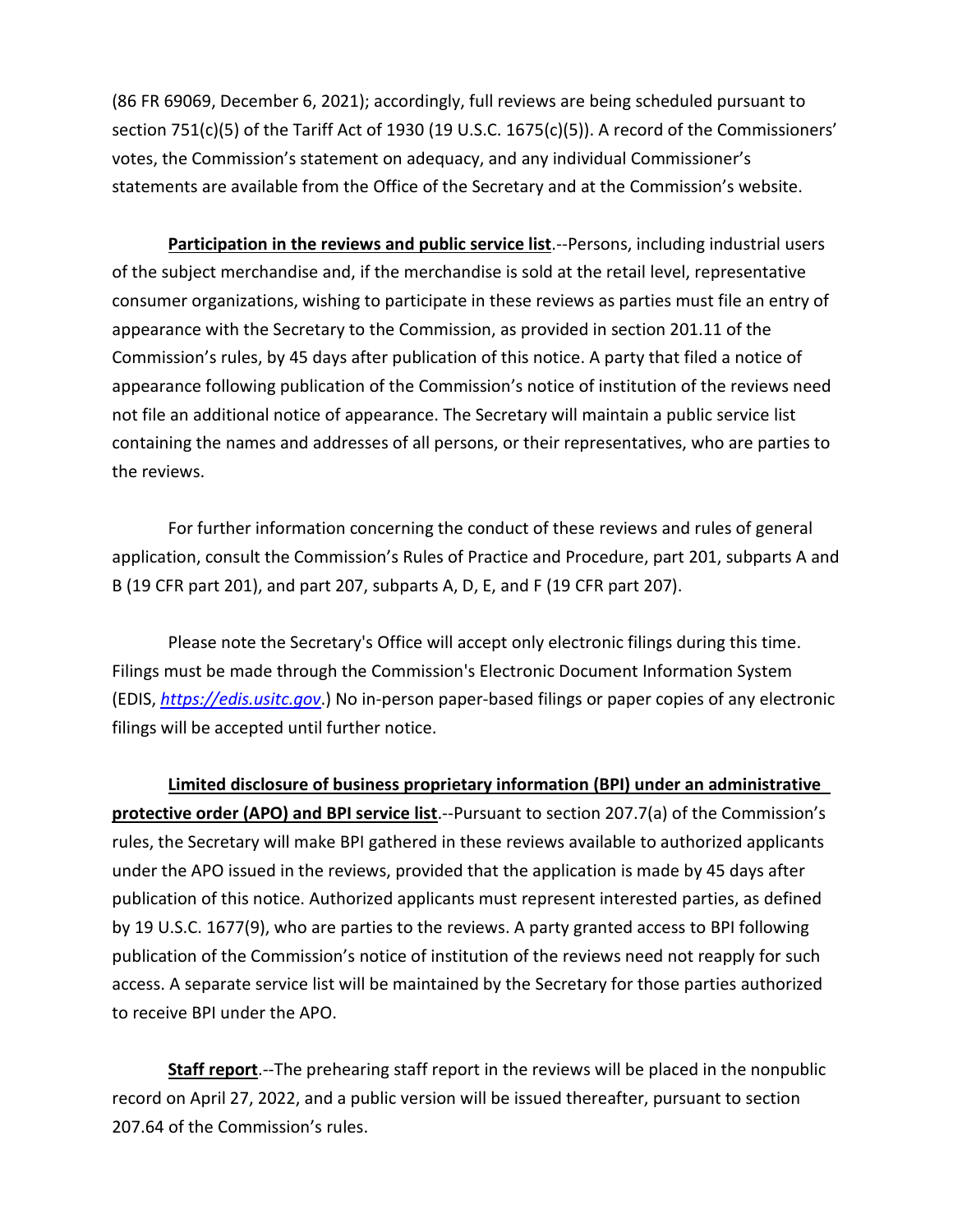(86 FR 69069, December 6, 2021); accordingly, full reviews are being scheduled pursuant to section 751(c)(5) of the Tariff Act of 1930 (19 U.S.C. 1675(c)(5)). A record of the Commissioners' votes, the Commission's statement on adequacy, and any individual Commissioner's statements are available from the Office of the Secretary and at the Commission's website.

**Participation in the reviews and public service list**.--Persons, including industrial users of the subject merchandise and, if the merchandise is sold at the retail level, representative consumer organizations, wishing to participate in these reviews as parties must file an entry of appearance with the Secretary to the Commission, as provided in section 201.11 of the Commission's rules, by 45 days after publication of this notice. A party that filed a notice of appearance following publication of the Commission's notice of institution of the reviews need not file an additional notice of appearance. The Secretary will maintain a public service list containing the names and addresses of all persons, or their representatives, who are parties to the reviews.

For further information concerning the conduct of these reviews and rules of general application, consult the Commission's Rules of Practice and Procedure, part 201, subparts A and B (19 CFR part 201), and part 207, subparts A, D, E, and F (19 CFR part 207).

Please note the Secretary's Office will accept only electronic filings during this time. Filings must be made through the Commission's Electronic Document Information System (EDIS, *https://edis.usitc.gov*.) No in-person paper-based filings or paper copies of any electronic filings will be accepted until further notice.

**Limited disclosure of business proprietary information (BPI) under an administrative protective order (APO) and BPI service list**.--Pursuant to section 207.7(a) of the Commission's rules, the Secretary will make BPI gathered in these reviews available to authorized applicants under the APO issued in the reviews, provided that the application is made by 45 days after publication of this notice. Authorized applicants must represent interested parties, as defined by 19 U.S.C. 1677(9), who are parties to the reviews. A party granted access to BPI following publication of the Commission's notice of institution of the reviews need not reapply for such access. A separate service list will be maintained by the Secretary for those parties authorized to receive BPI under the APO.

**Staff report**.--The prehearing staff report in the reviews will be placed in the nonpublic record on April 27, 2022, and a public version will be issued thereafter, pursuant to section 207.64 of the Commission's rules.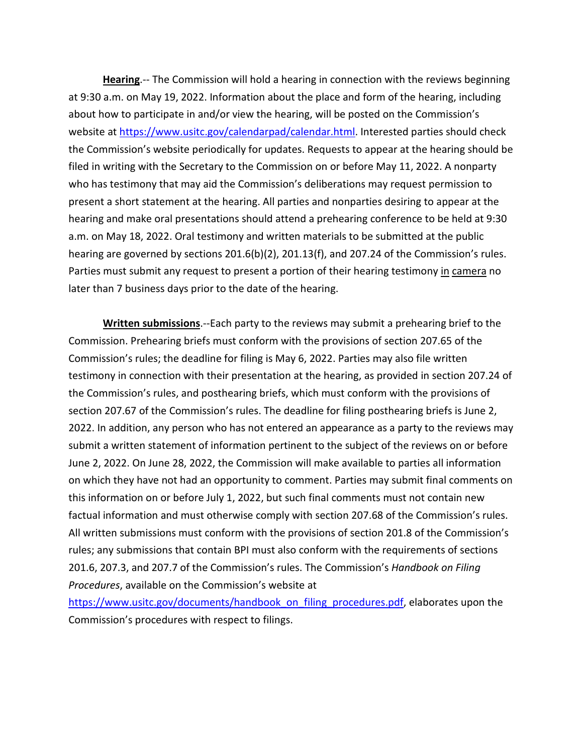**Hearing**.-- The Commission will hold a hearing in connection with the reviews beginning at 9:30 a.m. on May 19, 2022. Information about the place and form of the hearing, including about how to participate in and/or view the hearing, will be posted on the Commission's website at https://www.usitc.gov/calendarpad/calendar.html. Interested parties should check the Commission's website periodically for updates. Requests to appear at the hearing should be filed in writing with the Secretary to the Commission on or before May 11, 2022. A nonparty who has testimony that may aid the Commission's deliberations may request permission to present a short statement at the hearing. All parties and nonparties desiring to appear at the hearing and make oral presentations should attend a prehearing conference to be held at 9:30 a.m. on May 18, 2022. Oral testimony and written materials to be submitted at the public hearing are governed by sections 201.6(b)(2), 201.13(f), and 207.24 of the Commission's rules. Parties must submit any request to present a portion of their hearing testimony in camera no later than 7 business days prior to the date of the hearing.

**Written submissions**.--Each party to the reviews may submit a prehearing brief to the Commission. Prehearing briefs must conform with the provisions of section 207.65 of the Commission's rules; the deadline for filing is May 6, 2022. Parties may also file written testimony in connection with their presentation at the hearing, as provided in section 207.24 of the Commission's rules, and posthearing briefs, which must conform with the provisions of section 207.67 of the Commission's rules. The deadline for filing posthearing briefs is June 2, 2022. In addition, any person who has not entered an appearance as a party to the reviews may submit a written statement of information pertinent to the subject of the reviews on or before June 2, 2022. On June 28, 2022, the Commission will make available to parties all information on which they have not had an opportunity to comment. Parties may submit final comments on this information on or before July 1, 2022, but such final comments must not contain new factual information and must otherwise comply with section 207.68 of the Commission's rules. All written submissions must conform with the provisions of section 201.8 of the Commission's rules; any submissions that contain BPI must also conform with the requirements of sections 201.6, 207.3, and 207.7 of the Commission's rules. The Commission's *Handbook on Filing Procedures*, available on the Commission's website at https://www.usitc.gov/documents/handbook_on_filing_procedures.pdf, elaborates upon the Commission's procedures with respect to filings.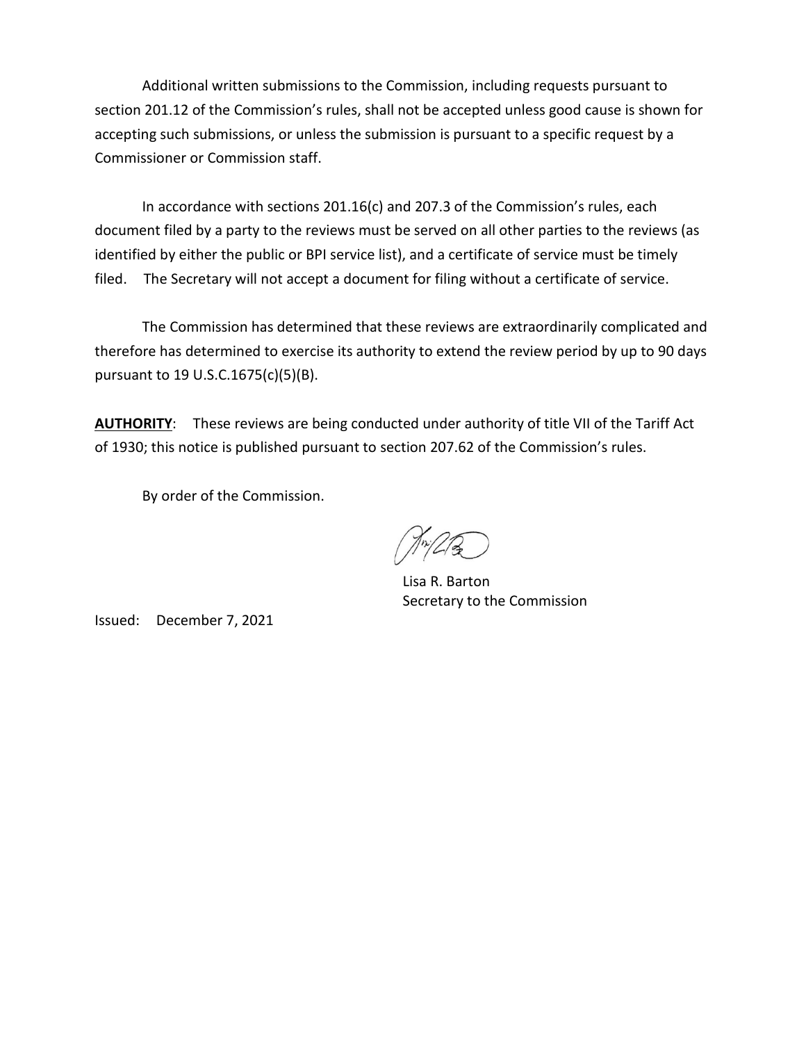Additional written submissions to the Commission, including requests pursuant to section 201.12 of the Commission's rules, shall not be accepted unless good cause is shown for accepting such submissions, or unless the submission is pursuant to a specific request by a Commissioner or Commission staff.

In accordance with sections 201.16(c) and 207.3 of the Commission's rules, each document filed by a party to the reviews must be served on all other parties to the reviews (as identified by either the public or BPI service list), and a certificate of service must be timely filed. The Secretary will not accept a document for filing without a certificate of service.

The Commission has determined that these reviews are extraordinarily complicated and therefore has determined to exercise its authority to extend the review period by up to 90 days pursuant to 19 U.S.C.1675(c)(5)(B).

**AUTHORITY**: These reviews are being conducted under authority of title VII of the Tariff Act of 1930; this notice is published pursuant to section 207.62 of the Commission's rules.

By order of the Commission.

Lisa R. Barton
Secretary to the Commission

Issued: December 7, 2021